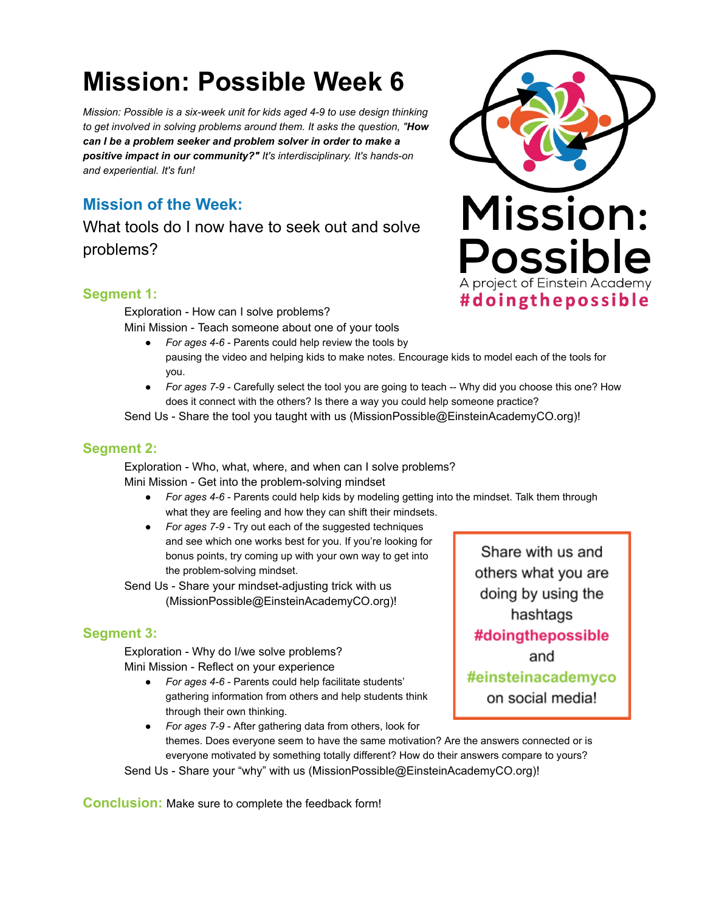# Mission: Possible Week 6

*Mission: Possible is a six-week unit for kids aged 4-9 to use design thinking to get involved in solving problems around them. It asks the question, "**How can I be a problem seeker and problem solver in order to make a positive impact in our community?"** It's interdisciplinary. It's hands-on and experiential. It's fun!*

Mission: Possible

A project of Einstein Academy

#doingthepossible

## Mission of the Week:

What tools do I now have to seek out and solve problems?

### Segment 1:

Exploration - How can I solve problems?

Mini Mission - Teach someone about one of your tools

- *For ages 4-6* - Parents could help review the tools by pausing the video and helping kids to make notes. Encourage kids to model each of the tools for you.
- *For ages 7-9* - Carefully select the tool you are going to teach -- Why did you choose this one? How does it connect with the others? Is there a way you could help someone practice?

Send Us - Share the tool you taught with us (MissionPossible@EinsteinAcademyCO.org)!

### Segment 2:

Exploration - Who, what, where, and when can I solve problems?

Mini Mission - Get into the problem-solving mindset

- *For ages 4-6* - Parents could help kids by modeling getting into the mindset. Talk them through what they are feeling and how they can shift their mindsets.
- *For ages 7-9* - Try out each of the suggested techniques and see which one works best for you. If you're looking for bonus points, try coming up with your own way to get into the problem-solving mindset.

Send Us - Share your mindset-adjusting trick with us (MissionPossible@EinsteinAcademyCO.org)!

> Share with us and others what you are doing by using the hashtags **#doingthepossible** and **#einsteinacademyco** on social media!

### Segment 3:

Exploration - Why do I/we solve problems?

Mini Mission - Reflect on your experience

- *For ages 4-6* - Parents could help facilitate students' gathering information from others and help students think through their own thinking.
- *For ages 7-9* - After gathering data from others, look for themes. Does everyone seem to have the same motivation? Are the answers connected or is everyone motivated by something totally different? How do their answers compare to yours?

Send Us - Share your "why" with us (MissionPossible@EinsteinAcademyCO.org)!

### Conclusion:

Make sure to complete the feedback form!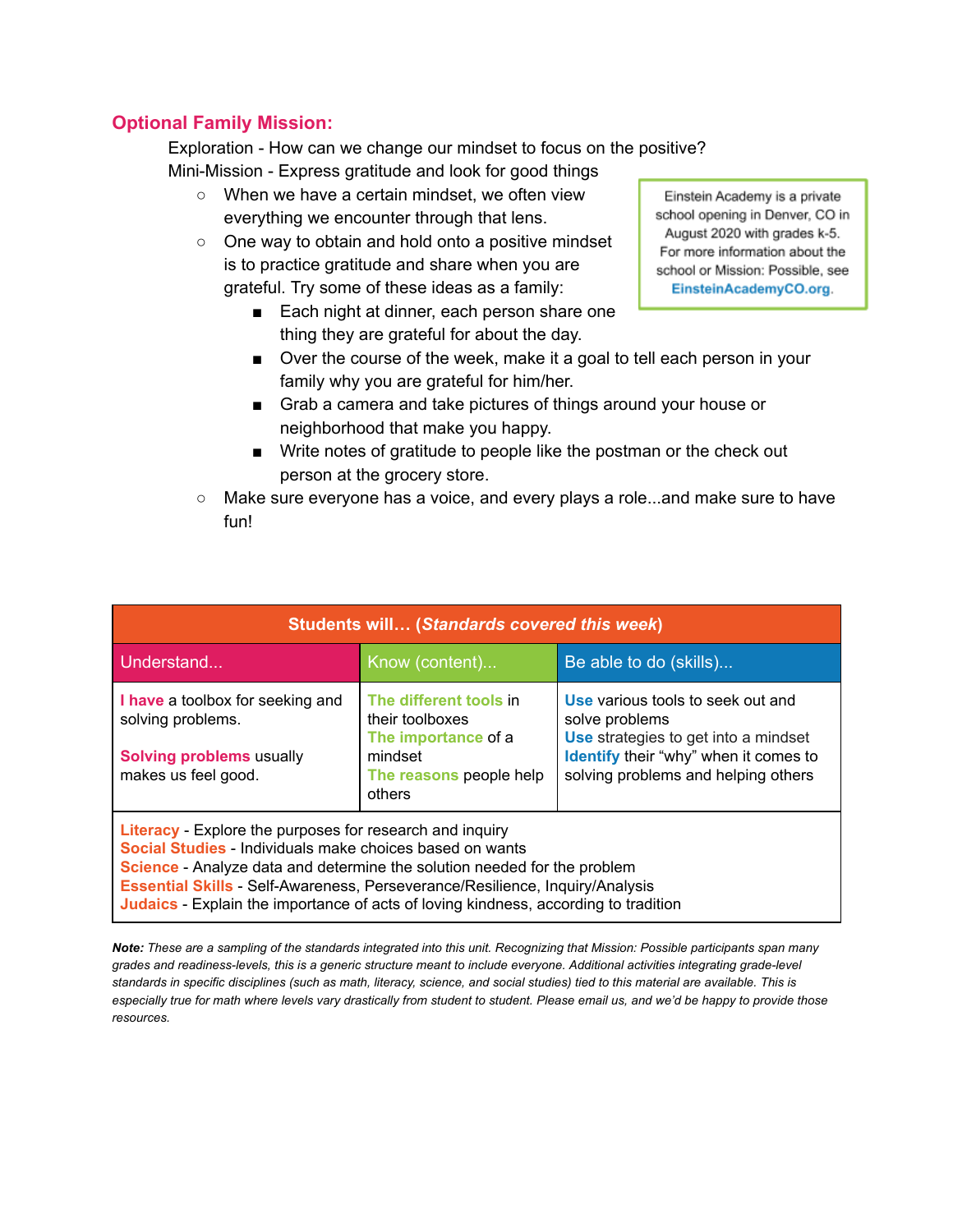## Optional Family Mission:

Exploration - How can we change our mindset to focus on the positive?

Mini-Mission - Express gratitude and look for good things

- When we have a certain mindset, we often view everything we encounter through that lens.
- One way to obtain and hold onto a positive mindset is to practice gratitude and share when you are grateful. Try some of these ideas as a family:
  - Each night at dinner, each person share one thing they are grateful for about the day.
  - Over the course of the week, make it a goal to tell each person in your family why you are grateful for him/her.
  - Grab a camera and take pictures of things around your house or neighborhood that make you happy.
  - Write notes of gratitude to people like the postman or the check out person at the grocery store.
- Make sure everyone has a voice, and every plays a role...and make sure to have fun!

> Einstein Academy is a private school opening in Denver, CO in August 2020 with grades k-5. For more information about the school or Mission: Possible, see **EinsteinAcademyCO.org**.

| Students will… (*Standards covered this week*) | | |
|---|---|---|
| Understand... | Know (content)... | Be able to do (skills)... |
| **I have** a toolbox for seeking and solving problems.<br><br>**Solving problems** usually makes us feel good. | **The different tools** in their toolboxes<br>**The importance** of a mindset<br>**The reasons** people help others | **Use** various tools to seek out and solve problems<br>**Use** strategies to get into a mindset<br>**Identify** their "why" when it comes to solving problems and helping others |
| **Literacy** - Explore the purposes for research and inquiry<br>**Social Studies** - Individuals make choices based on wants<br>**Science** - Analyze data and determine the solution needed for the problem<br>**Essential Skills** - Self-Awareness, Perseverance/Resilience, Inquiry/Analysis<br>**Judaics** - Explain the importance of acts of loving kindness, according to tradition | | |

***Note:*** *These are a sampling of the standards integrated into this unit. Recognizing that Mission: Possible participants span many grades and readiness-levels, this is a generic structure meant to include everyone. Additional activities integrating grade-level standards in specific disciplines (such as math, literacy, science, and social studies) tied to this material are available. This is especially true for math where levels vary drastically from student to student. Please email us, and we'd be happy to provide those resources.*